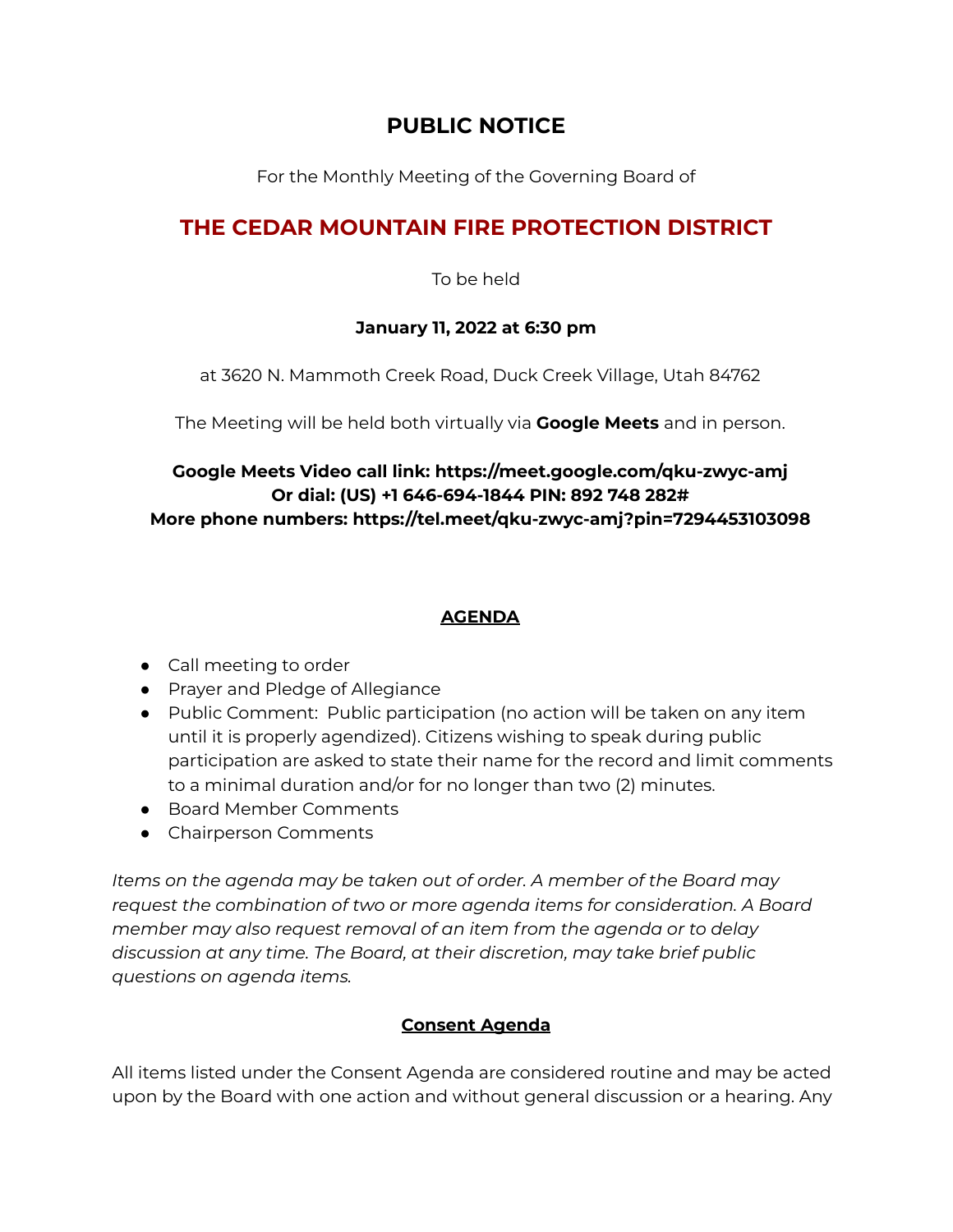# PUBLIC NOTICE

For the Monthly Meeting of the Governing Board of

# THE CEDAR MOUNTAIN FIRE PROTECTION DISTRICT

To be held

**January 11, 2022 at 6:30 pm**

at 3620 N. Mammoth Creek Road, Duck Creek Village, Utah 84762

The Meeting will be held both virtually via **Google Meets** and in person.

**Google Meets Video call link: https://meet.google.com/qku-zwyc-amj**
**Or dial: (US) +1 646-694-1844 PIN: 892 748 282#**
**More phone numbers: https://tel.meet/qku-zwyc-amj?pin=7294453103098**

## AGENDA

- Call meeting to order
- Prayer and Pledge of Allegiance
- Public Comment: Public participation (no action will be taken on any item until it is properly agendized). Citizens wishing to speak during public participation are asked to state their name for the record and limit comments to a minimal duration and/or for no longer than two (2) minutes.
- Board Member Comments
- Chairperson Comments

*Items on the agenda may be taken out of order. A member of the Board may request the combination of two or more agenda items for consideration. A Board member may also request removal of an item from the agenda or to delay discussion at any time. The Board, at their discretion, may take brief public questions on agenda items.*

## Consent Agenda

All items listed under the Consent Agenda are considered routine and may be acted upon by the Board with one action and without general discussion or a hearing. Any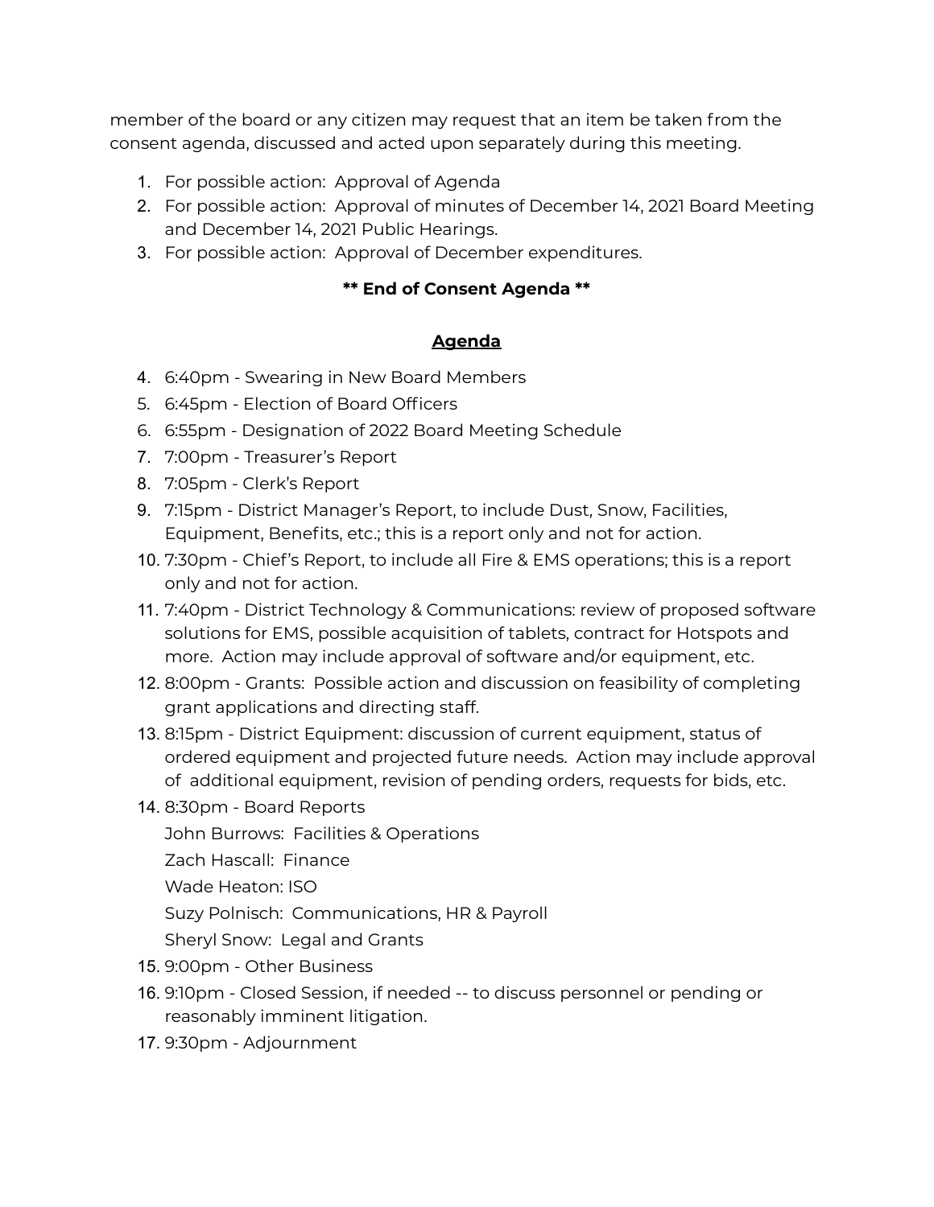member of the board or any citizen may request that an item be taken from the consent agenda, discussed and acted upon separately during this meeting.

1. For possible action: Approval of Agenda
2. For possible action: Approval of minutes of December 14, 2021 Board Meeting and December 14, 2021 Public Hearings.
3. For possible action: Approval of December expenditures.

**** End of Consent Agenda ****

## Agenda

4. 6:40pm - Swearing in New Board Members
5. 6:45pm - Election of Board Officers
6. 6:55pm - Designation of 2022 Board Meeting Schedule
7. 7:00pm - Treasurer's Report
8. 7:05pm - Clerk's Report
9. 7:15pm - District Manager's Report, to include Dust, Snow, Facilities, Equipment, Benefits, etc.; this is a report only and not for action.
10. 7:30pm - Chief's Report, to include all Fire & EMS operations; this is a report only and not for action.
11. 7:40pm - District Technology & Communications: review of proposed software solutions for EMS, possible acquisition of tablets, contract for Hotspots and more. Action may include approval of software and/or equipment, etc.
12. 8:00pm - Grants: Possible action and discussion on feasibility of completing grant applications and directing staff.
13. 8:15pm - District Equipment: discussion of current equipment, status of ordered equipment and projected future needs. Action may include approval of additional equipment, revision of pending orders, requests for bids, etc.
14. 8:30pm - Board Reports

    John Burrows: Facilities & Operations

    Zach Hascall: Finance

    Wade Heaton: ISO

    Suzy Polnisch: Communications, HR & Payroll

    Sheryl Snow: Legal and Grants
15. 9:00pm - Other Business
16. 9:10pm - Closed Session, if needed -- to discuss personnel or pending or reasonably imminent litigation.
17. 9:30pm - Adjournment